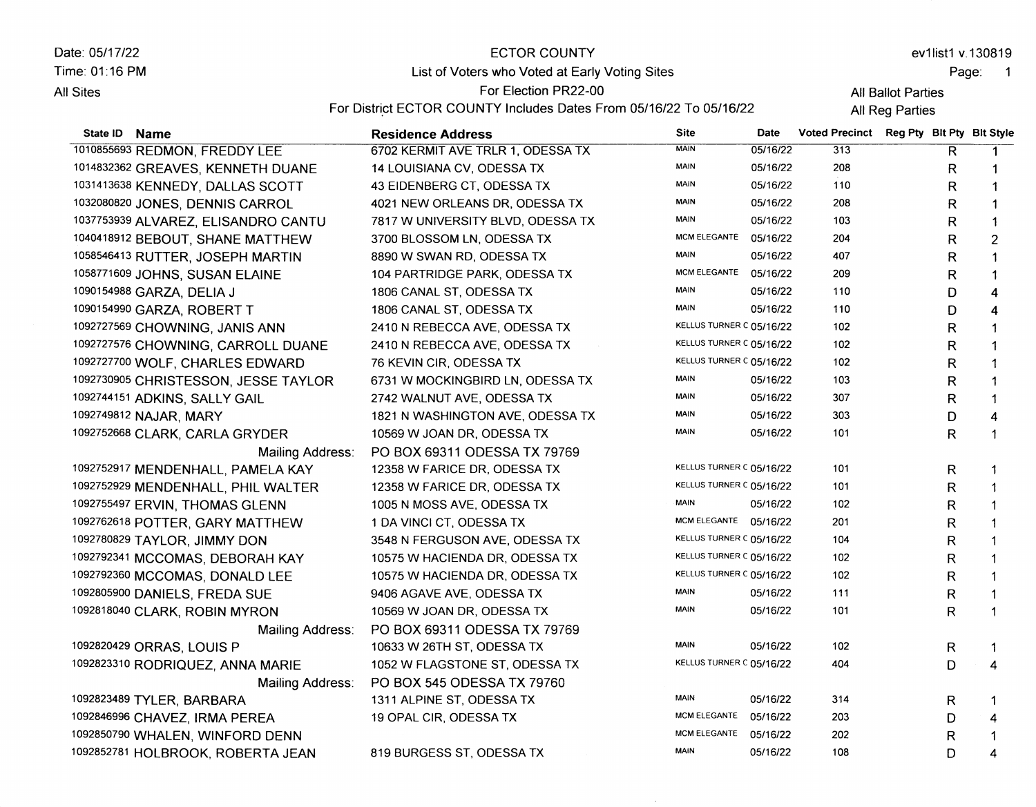Date: 05/17/22
Time: 01:16 PM
All Sites

# ECTOR COUNTY

## List of Voters who Voted at Early Voting Sites

For Election PR22-00

For District ECTOR COUNTY Includes Dates From 05/16/22 To 05/16/22

ev1list1 v.130819

All Ballot Parties
All Reg Parties

| State ID | Name | Residence Address | Site | Date | Voted Precinct | Reg Pty | Blt Pty | Blt Style |
|---|---|---|---|---|---|---|---|---|
| 1010855693 | REDMON, FREDDY LEE | 6702 KERMIT AVE TRLR 1, ODESSA TX | MAIN | 05/16/22 | 313 | | R | 1 |
| 1014832362 | GREAVES, KENNETH DUANE | 14 LOUISIANA CV, ODESSA TX | MAIN | 05/16/22 | 208 | | R | 1 |
| 1031413638 | KENNEDY, DALLAS SCOTT | 43 EIDENBERG CT, ODESSA TX | MAIN | 05/16/22 | 110 | | R | 1 |
| 1032080820 | JONES, DENNIS CARROL | 4021 NEW ORLEANS DR, ODESSA TX | MAIN | 05/16/22 | 208 | | R | 1 |
| 1037753939 | ALVAREZ, ELISANDRO CANTU | 7817 W UNIVERSITY BLVD, ODESSA TX | MAIN | 05/16/22 | 103 | | R | 1 |
| 1040418912 | BEBOUT, SHANE MATTHEW | 3700 BLOSSOM LN, ODESSA TX | MCM ELEGANTE | 05/16/22 | 204 | | R | 2 |
| 1058546413 | RUTTER, JOSEPH MARTIN | 8890 W SWAN RD, ODESSA TX | MAIN | 05/16/22 | 407 | | R | 1 |
| 1058771609 | JOHNS, SUSAN ELAINE | 104 PARTRIDGE PARK, ODESSA TX | MCM ELEGANTE | 05/16/22 | 209 | | R | 1 |
| 1090154988 | GARZA, DELIA J | 1806 CANAL ST, ODESSA TX | MAIN | 05/16/22 | 110 | | D | 4 |
| 1090154990 | GARZA, ROBERT T | 1806 CANAL ST, ODESSA TX | MAIN | 05/16/22 | 110 | | D | 4 |
| 1092727569 | CHOWNING, JANIS ANN | 2410 N REBECCA AVE, ODESSA TX | KELLUS TURNER C | 05/16/22 | 102 | | R | 1 |
| 1092727576 | CHOWNING, CARROLL DUANE | 2410 N REBECCA AVE, ODESSA TX | KELLUS TURNER C | 05/16/22 | 102 | | R | 1 |
| 1092727700 | WOLF, CHARLES EDWARD | 76 KEVIN CIR, ODESSA TX | KELLUS TURNER C | 05/16/22 | 102 | | R | 1 |
| 1092730905 | CHRISTESSON, JESSE TAYLOR | 6731 W MOCKINGBIRD LN, ODESSA TX | MAIN | 05/16/22 | 103 | | R | 1 |
| 1092744151 | ADKINS, SALLY GAIL | 2742 WALNUT AVE, ODESSA TX | MAIN | 05/16/22 | 307 | | R | 1 |
| 1092749812 | NAJAR, MARY | 1821 N WASHINGTON AVE, ODESSA TX | MAIN | 05/16/22 | 303 | | D | 4 |
| 1092752668 | CLARK, CARLA GRYDER | 10569 W JOAN DR, ODESSA TX | MAIN | 05/16/22 | 101 | | R | 1 |
| | Mailing Address: | PO BOX 69311 ODESSA TX 79769 | | | | | | |
| 1092752917 | MENDENHALL, PAMELA KAY | 12358 W FARICE DR, ODESSA TX | KELLUS TURNER C | 05/16/22 | 101 | | R | 1 |
| 1092752929 | MENDENHALL, PHIL WALTER | 12358 W FARICE DR, ODESSA TX | KELLUS TURNER C | 05/16/22 | 101 | | R | 1 |
| 1092755497 | ERVIN, THOMAS GLENN | 1005 N MOSS AVE, ODESSA TX | MAIN | 05/16/22 | 102 | | R | 1 |
| 1092762618 | POTTER, GARY MATTHEW | 1 DA VINCI CT, ODESSA TX | MCM ELEGANTE | 05/16/22 | 201 | | R | 1 |
| 1092780829 | TAYLOR, JIMMY DON | 3548 N FERGUSON AVE, ODESSA TX | KELLUS TURNER C | 05/16/22 | 104 | | R | 1 |
| 1092792341 | MCCOMAS, DEBORAH KAY | 10575 W HACIENDA DR, ODESSA TX | KELLUS TURNER C | 05/16/22 | 102 | | R | 1 |
| 1092792360 | MCCOMAS, DONALD LEE | 10575 W HACIENDA DR, ODESSA TX | KELLUS TURNER C | 05/16/22 | 102 | | R | 1 |
| 1092805900 | DANIELS, FREDA SUE | 9406 AGAVE AVE, ODESSA TX | MAIN | 05/16/22 | 111 | | R | 1 |
| 1092818040 | CLARK, ROBIN MYRON | 10569 W JOAN DR, ODESSA TX | MAIN | 05/16/22 | 101 | | R | 1 |
| | Mailing Address: | PO BOX 69311 ODESSA TX 79769 | | | | | | |
| 1092820429 | ORRAS, LOUIS P | 10633 W 26TH ST, ODESSA TX | MAIN | 05/16/22 | 102 | | R | 1 |
| 1092823310 | RODRIQUEZ, ANNA MARIE | 1052 W FLAGSTONE ST, ODESSA TX | KELLUS TURNER C | 05/16/22 | 404 | | D | 4 |
| | Mailing Address: | PO BOX 545 ODESSA TX 79760 | | | | | | |
| 1092823489 | TYLER, BARBARA | 1311 ALPINE ST, ODESSA TX | MAIN | 05/16/22 | 314 | | R | 1 |
| 1092846996 | CHAVEZ, IRMA PEREA | 19 OPAL CIR, ODESSA TX | MCM ELEGANTE | 05/16/22 | 203 | | D | 4 |
| 1092850790 | WHALEN, WINFORD DENN | | MCM ELEGANTE | 05/16/22 | 202 | | R | 1 |
| 1092852781 | HOLBROOK, ROBERTA JEAN | 819 BURGESS ST, ODESSA TX | MAIN | 05/16/22 | 108 | | D | 4 |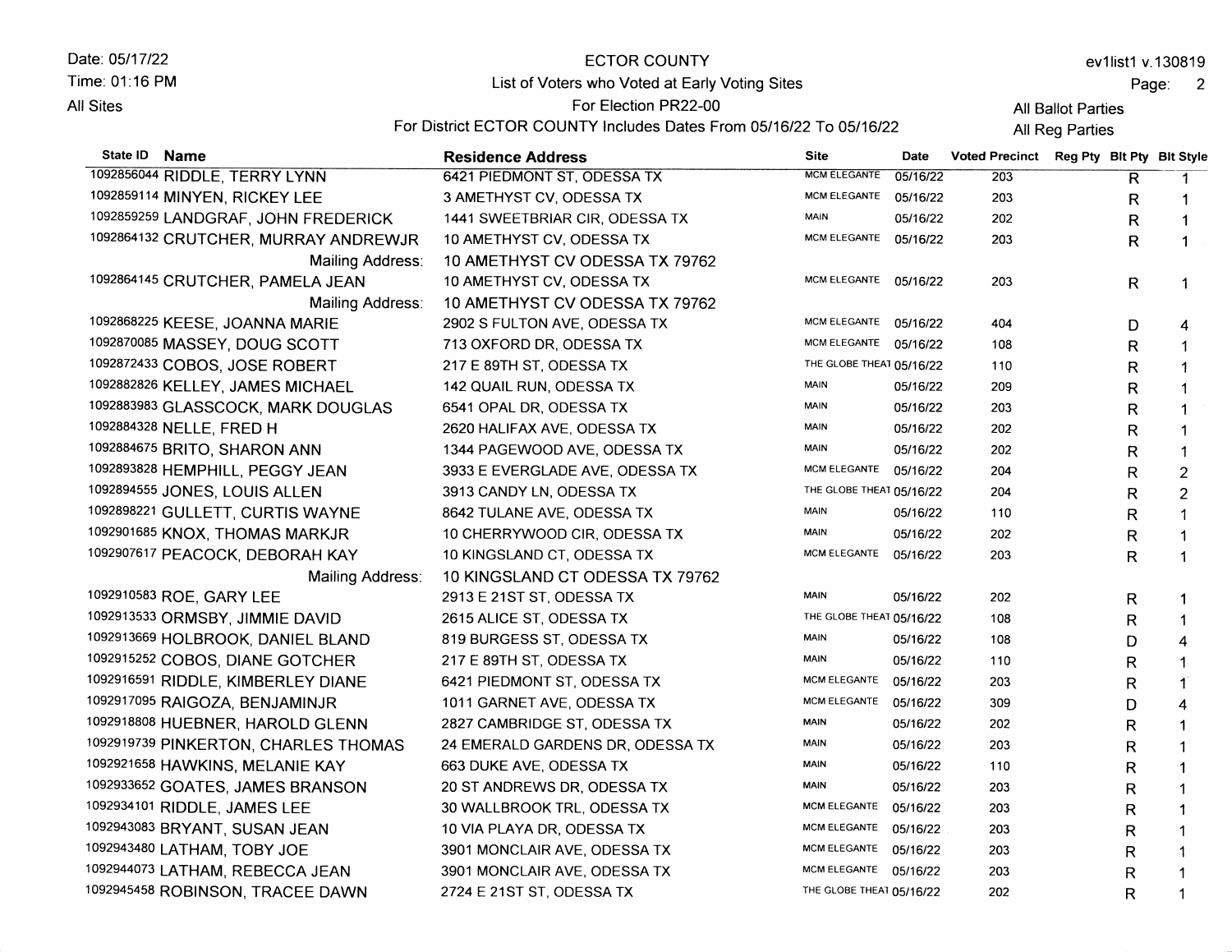Date: 05/17/22
Time: 01:16 PM
All Sites

ECTOR COUNTY
List of Voters who Voted at Early Voting Sites
For Election PR22-00
For District ECTOR COUNTY Includes Dates From 05/16/22 To 05/16/22

ev1list1 v.130819
All Ballot Parties
All Reg Parties

| State ID | Name | Residence Address | Site | Date | Voted Precinct | Reg Pty | Blt Pty | Blt Style |
|---|---|---|---|---|---|---|---|---|
| 1092856044 | RIDDLE, TERRY LYNN | 6421 PIEDMONT ST, ODESSA TX | MCM ELEGANTE | 05/16/22 | 203 | | R | 1 |
| 1092859114 | MINYEN, RICKEY LEE | 3 AMETHYST CV, ODESSA TX | MCM ELEGANTE | 05/16/22 | 203 | | R | 1 |
| 1092859259 | LANDGRAF, JOHN FREDERICK | 1441 SWEETBRIAR CIR, ODESSA TX | MAIN | 05/16/22 | 202 | | R | 1 |
| 1092864132 | CRUTCHER, MURRAY ANDREWJR | 10 AMETHYST CV, ODESSA TX | MCM ELEGANTE | 05/16/22 | 203 | | R | 1 |
| | Mailing Address: | 10 AMETHYST CV ODESSA TX 79762 | | | | | | |
| 1092864145 | CRUTCHER, PAMELA JEAN | 10 AMETHYST CV, ODESSA TX | MCM ELEGANTE | 05/16/22 | 203 | | R | 1 |
| | Mailing Address: | 10 AMETHYST CV ODESSA TX 79762 | | | | | | |
| 1092868225 | KEESE, JOANNA MARIE | 2902 S FULTON AVE, ODESSA TX | MCM ELEGANTE | 05/16/22 | 404 | | D | 4 |
| 1092870085 | MASSEY, DOUG SCOTT | 713 OXFORD DR, ODESSA TX | MCM ELEGANTE | 05/16/22 | 108 | | R | 1 |
| 1092872433 | COBOS, JOSE ROBERT | 217 E 89TH ST, ODESSA TX | THE GLOBE THEAT | 05/16/22 | 110 | | R | 1 |
| 1092882826 | KELLEY, JAMES MICHAEL | 142 QUAIL RUN, ODESSA TX | MAIN | 05/16/22 | 209 | | R | 1 |
| 1092883983 | GLASSCOCK, MARK DOUGLAS | 6541 OPAL DR, ODESSA TX | MAIN | 05/16/22 | 203 | | R | 1 |
| 1092884328 | NELLE, FRED H | 2620 HALIFAX AVE, ODESSA TX | MAIN | 05/16/22 | 202 | | R | 1 |
| 1092884675 | BRITO, SHARON ANN | 1344 PAGEWOOD AVE, ODESSA TX | MAIN | 05/16/22 | 202 | | R | 1 |
| 1092893828 | HEMPHILL, PEGGY JEAN | 3933 E EVERGLADE AVE, ODESSA TX | MCM ELEGANTE | 05/16/22 | 204 | | R | 2 |
| 1092894555 | JONES, LOUIS ALLEN | 3913 CANDY LN, ODESSA TX | THE GLOBE THEAT | 05/16/22 | 204 | | R | 2 |
| 1092898221 | GULLETT, CURTIS WAYNE | 8642 TULANE AVE, ODESSA TX | MAIN | 05/16/22 | 110 | | R | 1 |
| 1092901685 | KNOX, THOMAS MARKJR | 10 CHERRYWOOD CIR, ODESSA TX | MAIN | 05/16/22 | 202 | | R | 1 |
| 1092907617 | PEACOCK, DEBORAH KAY | 10 KINGSLAND CT, ODESSA TX | MCM ELEGANTE | 05/16/22 | 203 | | R | 1 |
| | Mailing Address: | 10 KINGSLAND CT ODESSA TX 79762 | | | | | | |
| 1092910583 | ROE, GARY LEE | 2913 E 21ST ST, ODESSA TX | MAIN | 05/16/22 | 202 | | R | 1 |
| 1092913533 | ORMSBY, JIMMIE DAVID | 2615 ALICE ST, ODESSA TX | THE GLOBE THEAT | 05/16/22 | 108 | | R | 1 |
| 1092913669 | HOLBROOK, DANIEL BLAND | 819 BURGESS ST, ODESSA TX | MAIN | 05/16/22 | 108 | | D | 4 |
| 1092915252 | COBOS, DIANE GOTCHER | 217 E 89TH ST, ODESSA TX | MAIN | 05/16/22 | 110 | | R | 1 |
| 1092916591 | RIDDLE, KIMBERLEY DIANE | 6421 PIEDMONT ST, ODESSA TX | MCM ELEGANTE | 05/16/22 | 203 | | R | 1 |
| 1092917095 | RAIGOZA, BENJAMINJR | 1011 GARNET AVE, ODESSA TX | MCM ELEGANTE | 05/16/22 | 309 | | D | 4 |
| 1092918808 | HUEBNER, HAROLD GLENN | 2827 CAMBRIDGE ST, ODESSA TX | MAIN | 05/16/22 | 202 | | R | 1 |
| 1092919739 | PINKERTON, CHARLES THOMAS | 24 EMERALD GARDENS DR, ODESSA TX | MAIN | 05/16/22 | 203 | | R | 1 |
| 1092921658 | HAWKINS, MELANIE KAY | 663 DUKE AVE, ODESSA TX | MAIN | 05/16/22 | 110 | | R | 1 |
| 1092933652 | GOATES, JAMES BRANSON | 20 ST ANDREWS DR, ODESSA TX | MAIN | 05/16/22 | 203 | | R | 1 |
| 1092934101 | RIDDLE, JAMES LEE | 30 WALLBROOK TRL, ODESSA TX | MCM ELEGANTE | 05/16/22 | 203 | | R | 1 |
| 1092943083 | BRYANT, SUSAN JEAN | 10 VIA PLAYA DR, ODESSA TX | MCM ELEGANTE | 05/16/22 | 203 | | R | 1 |
| 1092943480 | LATHAM, TOBY JOE | 3901 MONCLAIR AVE, ODESSA TX | MCM ELEGANTE | 05/16/22 | 203 | | R | 1 |
| 1092944073 | LATHAM, REBECCA JEAN | 3901 MONCLAIR AVE, ODESSA TX | MCM ELEGANTE | 05/16/22 | 203 | | R | 1 |
| 1092945458 | ROBINSON, TRACEE DAWN | 2724 E 21ST ST, ODESSA TX | THE GLOBE THEAT | 05/16/22 | 202 | | R | 1 |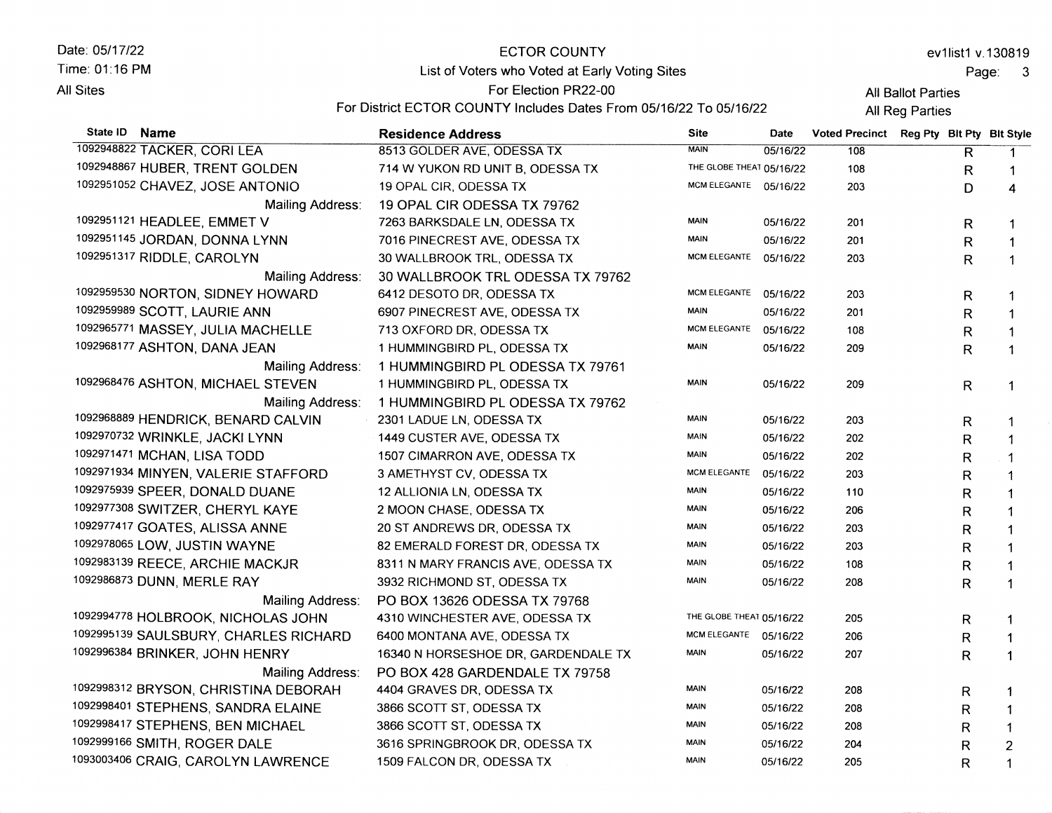Date: 05/17/22
Time: 01:16 PM
All Sites

# ECTOR COUNTY

## List of Voters who Voted at Early Voting Sites

For Election PR22-00

For District ECTOR COUNTY Includes Dates From 05/16/22 To 05/16/22

ev1list1 v.130819

All Ballot Parties
All Reg Parties

| State ID | Name | Residence Address | Site | Date | Voted Precinct | Reg Pty | Blt Pty | Blt Style |
|---|---|---|---|---|---|---|---|---|
| 1092948822 | TACKER, CORI LEA | 8513 GOLDER AVE, ODESSA TX | MAIN | 05/16/22 | 108 | | R | 1 |
| 1092948867 | HUBER, TRENT GOLDEN | 714 W YUKON RD UNIT B, ODESSA TX | THE GLOBE THEAT | 05/16/22 | 108 | | R | 1 |
| 1092951052 | CHAVEZ, JOSE ANTONIO | 19 OPAL CIR, ODESSA TX | MCM ELEGANTE | 05/16/22 | 203 | | D | 4 |
| | Mailing Address: | 19 OPAL CIR ODESSA TX 79762 | | | | | | |
| 1092951121 | HEADLEE, EMMET V | 7263 BARKSDALE LN, ODESSA TX | MAIN | 05/16/22 | 201 | | R | 1 |
| 1092951145 | JORDAN, DONNA LYNN | 7016 PINECREST AVE, ODESSA TX | MAIN | 05/16/22 | 201 | | R | 1 |
| 1092951317 | RIDDLE, CAROLYN | 30 WALLBROOK TRL, ODESSA TX | MCM ELEGANTE | 05/16/22 | 203 | | R | 1 |
| | Mailing Address: | 30 WALLBROOK TRL ODESSA TX 79762 | | | | | | |
| 1092959530 | NORTON, SIDNEY HOWARD | 6412 DESOTO DR, ODESSA TX | MCM ELEGANTE | 05/16/22 | 203 | | R | 1 |
| 1092959989 | SCOTT, LAURIE ANN | 6907 PINECREST AVE, ODESSA TX | MAIN | 05/16/22 | 201 | | R | 1 |
| 1092965771 | MASSEY, JULIA MACHELLE | 713 OXFORD DR, ODESSA TX | MCM ELEGANTE | 05/16/22 | 108 | | R | 1 |
| 1092968177 | ASHTON, DANA JEAN | 1 HUMMINGBIRD PL, ODESSA TX | MAIN | 05/16/22 | 209 | | R | 1 |
| | Mailing Address: | 1 HUMMINGBIRD PL ODESSA TX 79761 | | | | | | |
| 1092968476 | ASHTON, MICHAEL STEVEN | 1 HUMMINGBIRD PL, ODESSA TX | MAIN | 05/16/22 | 209 | | R | 1 |
| | Mailing Address: | 1 HUMMINGBIRD PL ODESSA TX 79762 | | | | | | |
| 1092968889 | HENDRICK, BENARD CALVIN | 2301 LADUE LN, ODESSA TX | MAIN | 05/16/22 | 203 | | R | 1 |
| 1092970732 | WRINKLE, JACKI LYNN | 1449 CUSTER AVE, ODESSA TX | MAIN | 05/16/22 | 202 | | R | 1 |
| 1092971471 | MCHAN, LISA TODD | 1507 CIMARRON AVE, ODESSA TX | MAIN | 05/16/22 | 202 | | R | 1 |
| 1092971934 | MINYEN, VALERIE STAFFORD | 3 AMETHYST CV, ODESSA TX | MCM ELEGANTE | 05/16/22 | 203 | | R | 1 |
| 1092975939 | SPEER, DONALD DUANE | 12 ALLIONIA LN, ODESSA TX | MAIN | 05/16/22 | 110 | | R | 1 |
| 1092977308 | SWITZER, CHERYL KAYE | 2 MOON CHASE, ODESSA TX | MAIN | 05/16/22 | 206 | | R | 1 |
| 1092977417 | GOATES, ALISSA ANNE | 20 ST ANDREWS DR, ODESSA TX | MAIN | 05/16/22 | 203 | | R | 1 |
| 1092978065 | LOW, JUSTIN WAYNE | 82 EMERALD FOREST DR, ODESSA TX | MAIN | 05/16/22 | 203 | | R | 1 |
| 1092983139 | REECE, ARCHIE MACKJR | 8311 N MARY FRANCIS AVE, ODESSA TX | MAIN | 05/16/22 | 108 | | R | 1 |
| 1092986873 | DUNN, MERLE RAY | 3932 RICHMOND ST, ODESSA TX | MAIN | 05/16/22 | 208 | | R | 1 |
| | Mailing Address: | PO BOX 13626 ODESSA TX 79768 | | | | | | |
| 1092994778 | HOLBROOK, NICHOLAS JOHN | 4310 WINCHESTER AVE, ODESSA TX | THE GLOBE THEAT | 05/16/22 | 205 | | R | 1 |
| 1092995139 | SAULSBURY, CHARLES RICHARD | 6400 MONTANA AVE, ODESSA TX | MCM ELEGANTE | 05/16/22 | 206 | | R | 1 |
| 1092996384 | BRINKER, JOHN HENRY | 16340 N HORSESHOE DR, GARDENDALE TX | MAIN | 05/16/22 | 207 | | R | 1 |
| | Mailing Address: | PO BOX 428 GARDENDALE TX 79758 | | | | | | |
| 1092998312 | BRYSON, CHRISTINA DEBORAH | 4404 GRAVES DR, ODESSA TX | MAIN | 05/16/22 | 208 | | R | 1 |
| 1092998401 | STEPHENS, SANDRA ELAINE | 3866 SCOTT ST, ODESSA TX | MAIN | 05/16/22 | 208 | | R | 1 |
| 1092998417 | STEPHENS, BEN MICHAEL | 3866 SCOTT ST, ODESSA TX | MAIN | 05/16/22 | 208 | | R | 1 |
| 1092999166 | SMITH, ROGER DALE | 3616 SPRINGBROOK DR, ODESSA TX | MAIN | 05/16/22 | 204 | | R | 2 |
| 1093003406 | CRAIG, CAROLYN LAWRENCE | 1509 FALCON DR, ODESSA TX | MAIN | 05/16/22 | 205 | | R | 1 |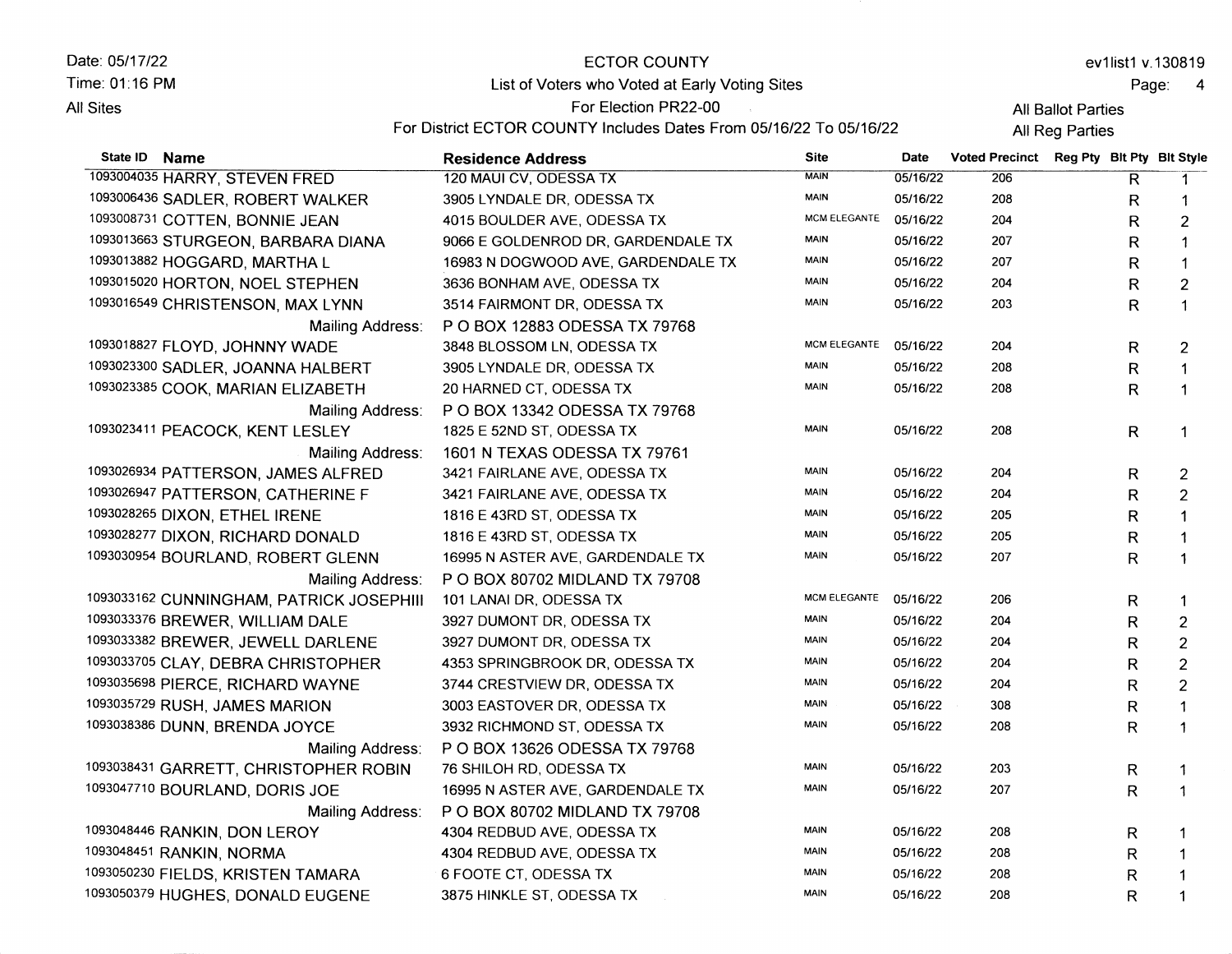Date: 05/17/22
Time: 01:16 PM
All Sites

# ECTOR COUNTY

## List of Voters who Voted at Early Voting Sites

For Election PR22-00

For District ECTOR COUNTY Includes Dates From 05/16/22 To 05/16/22

ev1list1 v.130819

All Ballot Parties
All Reg Parties

| State ID | Name | Residence Address | Site | Date | Voted Precinct | Reg Pty | Blt Pty | Blt Style |
|---|---|---|---|---|---|---|---|---|
| 1093004035 | HARRY, STEVEN FRED | 120 MAUI CV, ODESSA TX | MAIN | 05/16/22 | 206 | | R | 1 |
| 1093006436 | SADLER, ROBERT WALKER | 3905 LYNDALE DR, ODESSA TX | MAIN | 05/16/22 | 208 | | R | 1 |
| 1093008731 | COTTEN, BONNIE JEAN | 4015 BOULDER AVE, ODESSA TX | MCM ELEGANTE | 05/16/22 | 204 | | R | 2 |
| 1093013663 | STURGEON, BARBARA DIANA | 9066 E GOLDENROD DR, GARDENDALE TX | MAIN | 05/16/22 | 207 | | R | 1 |
| 1093013882 | HOGGARD, MARTHA L | 16983 N DOGWOOD AVE, GARDENDALE TX | MAIN | 05/16/22 | 207 | | R | 1 |
| 1093015020 | HORTON, NOEL STEPHEN | 3636 BONHAM AVE, ODESSA TX | MAIN | 05/16/22 | 204 | | R | 2 |
| 1093016549 | CHRISTENSON, MAX LYNN | 3514 FAIRMONT DR, ODESSA TX | MAIN | 05/16/22 | 203 | | R | 1 |
| | Mailing Address: | P O BOX 12883 ODESSA TX 79768 | | | | | | |
| 1093018827 | FLOYD, JOHNNY WADE | 3848 BLOSSOM LN, ODESSA TX | MCM ELEGANTE | 05/16/22 | 204 | | R | 2 |
| 1093023300 | SADLER, JOANNA HALBERT | 3905 LYNDALE DR, ODESSA TX | MAIN | 05/16/22 | 208 | | R | 1 |
| 1093023385 | COOK, MARIAN ELIZABETH | 20 HARNED CT, ODESSA TX | MAIN | 05/16/22 | 208 | | R | 1 |
| | Mailing Address: | P O BOX 13342 ODESSA TX 79768 | | | | | | |
| 1093023411 | PEACOCK, KENT LESLEY | 1825 E 52ND ST, ODESSA TX | MAIN | 05/16/22 | 208 | | R | 1 |
| | Mailing Address: | 1601 N TEXAS ODESSA TX 79761 | | | | | | |
| 1093026934 | PATTERSON, JAMES ALFRED | 3421 FAIRLANE AVE, ODESSA TX | MAIN | 05/16/22 | 204 | | R | 2 |
| 1093026947 | PATTERSON, CATHERINE F | 3421 FAIRLANE AVE, ODESSA TX | MAIN | 05/16/22 | 204 | | R | 2 |
| 1093028265 | DIXON, ETHEL IRENE | 1816 E 43RD ST, ODESSA TX | MAIN | 05/16/22 | 205 | | R | 1 |
| 1093028277 | DIXON, RICHARD DONALD | 1816 E 43RD ST, ODESSA TX | MAIN | 05/16/22 | 205 | | R | 1 |
| 1093030954 | BOURLAND, ROBERT GLENN | 16995 N ASTER AVE, GARDENDALE TX | MAIN | 05/16/22 | 207 | | R | 1 |
| | Mailing Address: | P O BOX 80702 MIDLAND TX 79708 | | | | | | |
| 1093033162 | CUNNINGHAM, PATRICK JOSEPHIII | 101 LANAI DR, ODESSA TX | MCM ELEGANTE | 05/16/22 | 206 | | R | 1 |
| 1093033376 | BREWER, WILLIAM DALE | 3927 DUMONT DR, ODESSA TX | MAIN | 05/16/22 | 204 | | R | 2 |
| 1093033382 | BREWER, JEWELL DARLENE | 3927 DUMONT DR, ODESSA TX | MAIN | 05/16/22 | 204 | | R | 2 |
| 1093033705 | CLAY, DEBRA CHRISTOPHER | 4353 SPRINGBROOK DR, ODESSA TX | MAIN | 05/16/22 | 204 | | R | 2 |
| 1093035698 | PIERCE, RICHARD WAYNE | 3744 CRESTVIEW DR, ODESSA TX | MAIN | 05/16/22 | 204 | | R | 2 |
| 1093035729 | RUSH, JAMES MARION | 3003 EASTOVER DR, ODESSA TX | MAIN | 05/16/22 | 308 | | R | 1 |
| 1093038386 | DUNN, BRENDA JOYCE | 3932 RICHMOND ST, ODESSA TX | MAIN | 05/16/22 | 208 | | R | 1 |
| | Mailing Address: | P O BOX 13626 ODESSA TX 79768 | | | | | | |
| 1093038431 | GARRETT, CHRISTOPHER ROBIN | 76 SHILOH RD, ODESSA TX | MAIN | 05/16/22 | 203 | | R | 1 |
| 1093047710 | BOURLAND, DORIS JOE | 16995 N ASTER AVE, GARDENDALE TX | MAIN | 05/16/22 | 207 | | R | 1 |
| | Mailing Address: | P O BOX 80702 MIDLAND TX 79708 | | | | | | |
| 1093048446 | RANKIN, DON LEROY | 4304 REDBUD AVE, ODESSA TX | MAIN | 05/16/22 | 208 | | R | 1 |
| 1093048451 | RANKIN, NORMA | 4304 REDBUD AVE, ODESSA TX | MAIN | 05/16/22 | 208 | | R | 1 |
| 1093050230 | FIELDS, KRISTEN TAMARA | 6 FOOTE CT, ODESSA TX | MAIN | 05/16/22 | 208 | | R | 1 |
| 1093050379 | HUGHES, DONALD EUGENE | 3875 HINKLE ST, ODESSA TX | MAIN | 05/16/22 | 208 | | R | 1 |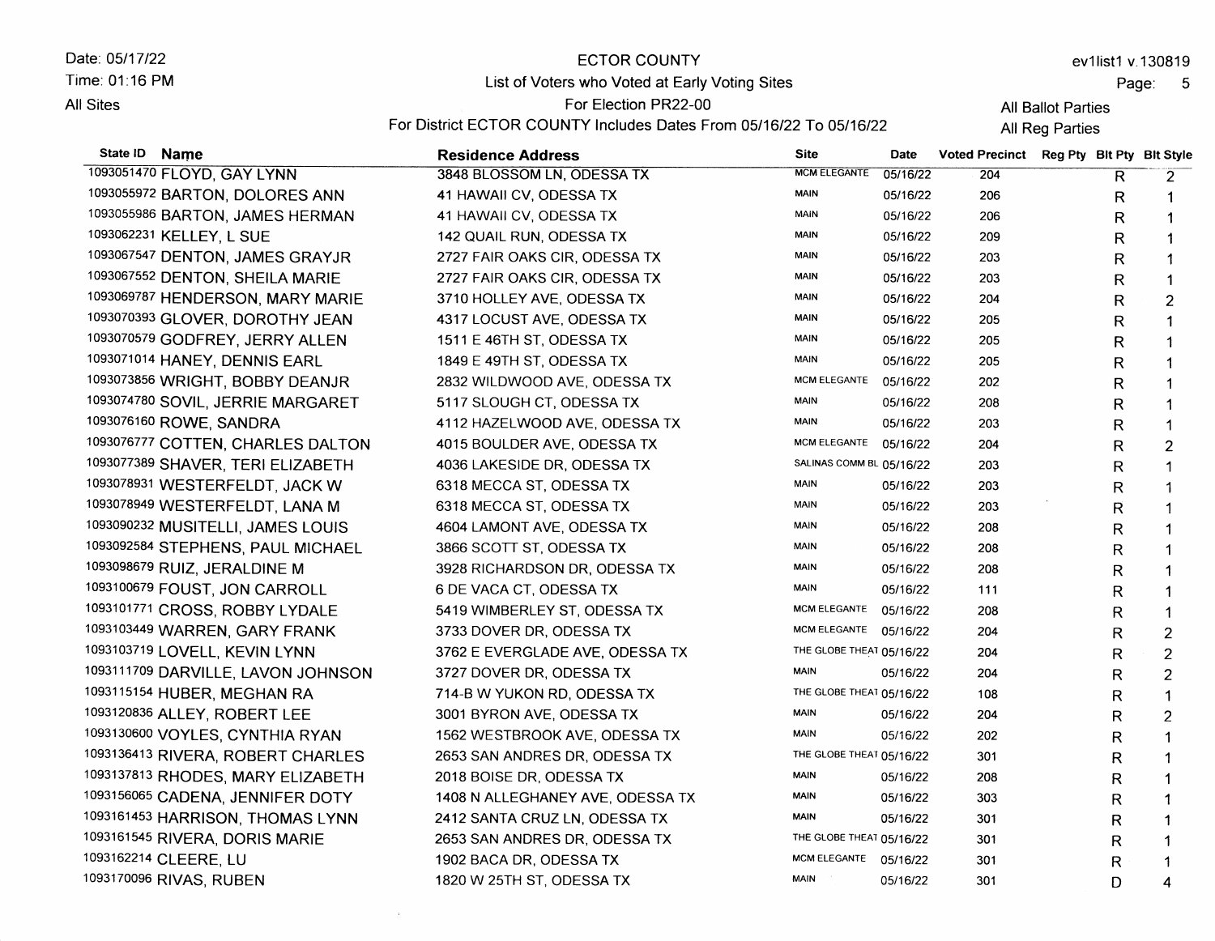Date: 05/17/22
Time: 01:16 PM
All Sites

ECTOR COUNTY
List of Voters who Voted at Early Voting Sites
For Election PR22-00
For District ECTOR COUNTY Includes Dates From 05/16/22 To 05/16/22

ev1list1 v.130819
All Ballot Parties
All Reg Parties

| State ID | Name | Residence Address | Site | Date | Voted Precinct | Reg Pty | Blt Pty | Blt Style |
|---|---|---|---|---|---|---|---|---|
| 1093051470 | FLOYD, GAY LYNN | 3848 BLOSSOM LN, ODESSA TX | MCM ELEGANTE | 05/16/22 | 204 | | R | 2 |
| 1093055972 | BARTON, DOLORES ANN | 41 HAWAII CV, ODESSA TX | MAIN | 05/16/22 | 206 | | R | 1 |
| 1093055986 | BARTON, JAMES HERMAN | 41 HAWAII CV, ODESSA TX | MAIN | 05/16/22 | 206 | | R | 1 |
| 1093062231 | KELLEY, L SUE | 142 QUAIL RUN, ODESSA TX | MAIN | 05/16/22 | 209 | | R | 1 |
| 1093067547 | DENTON, JAMES GRAYJR | 2727 FAIR OAKS CIR, ODESSA TX | MAIN | 05/16/22 | 203 | | R | 1 |
| 1093067552 | DENTON, SHEILA MARIE | 2727 FAIR OAKS CIR, ODESSA TX | MAIN | 05/16/22 | 203 | | R | 1 |
| 1093069787 | HENDERSON, MARY MARIE | 3710 HOLLEY AVE, ODESSA TX | MAIN | 05/16/22 | 204 | | R | 2 |
| 1093070393 | GLOVER, DOROTHY JEAN | 4317 LOCUST AVE, ODESSA TX | MAIN | 05/16/22 | 205 | | R | 1 |
| 1093070579 | GODFREY, JERRY ALLEN | 1511 E 46TH ST, ODESSA TX | MAIN | 05/16/22 | 205 | | R | 1 |
| 1093071014 | HANEY, DENNIS EARL | 1849 E 49TH ST, ODESSA TX | MAIN | 05/16/22 | 205 | | R | 1 |
| 1093073856 | WRIGHT, BOBBY DEANJR | 2832 WILDWOOD AVE, ODESSA TX | MCM ELEGANTE | 05/16/22 | 202 | | R | 1 |
| 1093074780 | SOVIL, JERRIE MARGARET | 5117 SLOUGH CT, ODESSA TX | MAIN | 05/16/22 | 208 | | R | 1 |
| 1093076160 | ROWE, SANDRA | 4112 HAZELWOOD AVE, ODESSA TX | MAIN | 05/16/22 | 203 | | R | 1 |
| 1093076777 | COTTEN, CHARLES DALTON | 4015 BOULDER AVE, ODESSA TX | MCM ELEGANTE | 05/16/22 | 204 | | R | 2 |
| 1093077389 | SHAVER, TERI ELIZABETH | 4036 LAKESIDE DR, ODESSA TX | SALINAS COMM BL | 05/16/22 | 203 | | R | 1 |
| 1093078931 | WESTERFELDT, JACK W | 6318 MECCA ST, ODESSA TX | MAIN | 05/16/22 | 203 | | R | 1 |
| 1093078949 | WESTERFELDT, LANA M | 6318 MECCA ST, ODESSA TX | MAIN | 05/16/22 | 203 | | R | 1 |
| 1093090232 | MUSITELLI, JAMES LOUIS | 4604 LAMONT AVE, ODESSA TX | MAIN | 05/16/22 | 208 | | R | 1 |
| 1093092584 | STEPHENS, PAUL MICHAEL | 3866 SCOTT ST, ODESSA TX | MAIN | 05/16/22 | 208 | | R | 1 |
| 1093098679 | RUIZ, JERALDINE M | 3928 RICHARDSON DR, ODESSA TX | MAIN | 05/16/22 | 208 | | R | 1 |
| 1093100679 | FOUST, JON CARROLL | 6 DE VACA CT, ODESSA TX | MAIN | 05/16/22 | 111 | | R | 1 |
| 1093101771 | CROSS, ROBBY LYDALE | 5419 WIMBERLEY ST, ODESSA TX | MCM ELEGANTE | 05/16/22 | 208 | | R | 1 |
| 1093103449 | WARREN, GARY FRANK | 3733 DOVER DR, ODESSA TX | MCM ELEGANTE | 05/16/22 | 204 | | R | 2 |
| 1093103719 | LOVELL, KEVIN LYNN | 3762 E EVERGLADE AVE, ODESSA TX | THE GLOBE THEAT | 05/16/22 | 204 | | R | 2 |
| 1093111709 | DARVILLE, LAVON JOHNSON | 3727 DOVER DR, ODESSA TX | MAIN | 05/16/22 | 204 | | R | 2 |
| 1093115154 | HUBER, MEGHAN RA | 714-B W YUKON RD, ODESSA TX | THE GLOBE THEAT | 05/16/22 | 108 | | R | 1 |
| 1093120836 | ALLEY, ROBERT LEE | 3001 BYRON AVE, ODESSA TX | MAIN | 05/16/22 | 204 | | R | 2 |
| 1093130600 | VOYLES, CYNTHIA RYAN | 1562 WESTBROOK AVE, ODESSA TX | MAIN | 05/16/22 | 202 | | R | 1 |
| 1093136413 | RIVERA, ROBERT CHARLES | 2653 SAN ANDRES DR, ODESSA TX | THE GLOBE THEAT | 05/16/22 | 301 | | R | 1 |
| 1093137813 | RHODES, MARY ELIZABETH | 2018 BOISE DR, ODESSA TX | MAIN | 05/16/22 | 208 | | R | 1 |
| 1093156065 | CADENA, JENNIFER DOTY | 1408 N ALLEGHANEY AVE, ODESSA TX | MAIN | 05/16/22 | 303 | | R | 1 |
| 1093161453 | HARRISON, THOMAS LYNN | 2412 SANTA CRUZ LN, ODESSA TX | MAIN | 05/16/22 | 301 | | R | 1 |
| 1093161545 | RIVERA, DORIS MARIE | 2653 SAN ANDRES DR, ODESSA TX | THE GLOBE THEAT | 05/16/22 | 301 | | R | 1 |
| 1093162214 | CLEERE, LU | 1902 BACA DR, ODESSA TX | MCM ELEGANTE | 05/16/22 | 301 | | R | 1 |
| 1093170096 | RIVAS, RUBEN | 1820 W 25TH ST, ODESSA TX | MAIN | 05/16/22 | 301 | | D | 4 |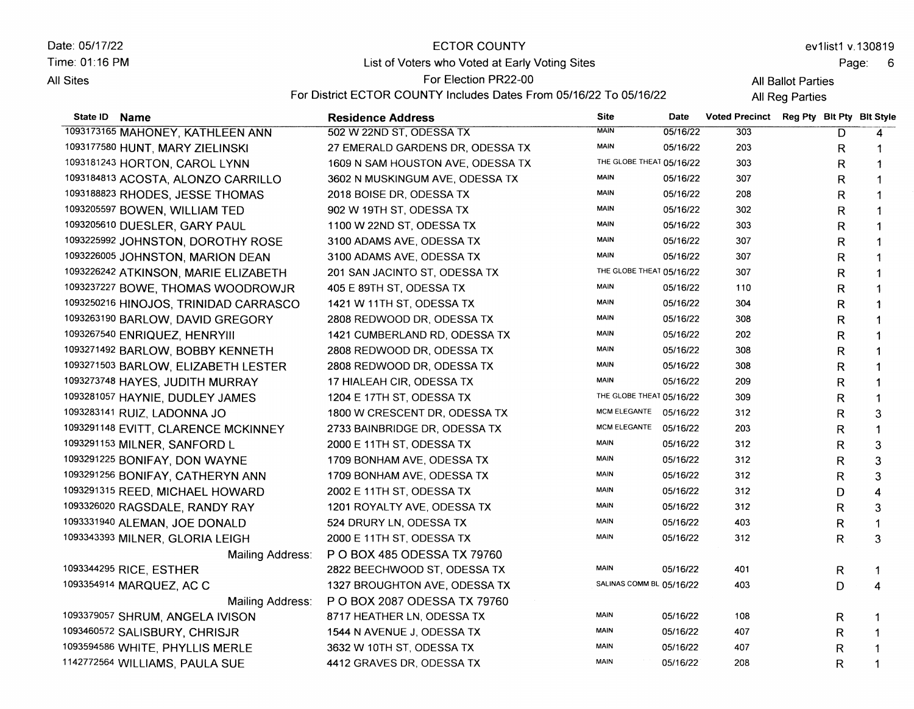Date: 05/17/22
Time: 01:16 PM
All Sites

# ECTOR COUNTY

List of Voters who Voted at Early Voting Sites
For Election PR22-00
For District ECTOR COUNTY Includes Dates From 05/16/22 To 05/16/22

ev1list1 v.130819

All Ballot Parties
All Reg Parties

| State ID | Name | Residence Address | Site | Date | Voted Precinct | Reg Pty | Blt Pty | Blt Style |
|---|---|---|---|---|---|---|---|---|
| 1093173165 | MAHONEY, KATHLEEN ANN | 502 W 22ND ST, ODESSA TX | MAIN | 05/16/22 | 303 | | D | 4 |
| 1093177580 | HUNT, MARY ZIELINSKI | 27 EMERALD GARDENS DR, ODESSA TX | MAIN | 05/16/22 | 203 | | R | 1 |
| 1093181243 | HORTON, CAROL LYNN | 1609 N SAM HOUSTON AVE, ODESSA TX | THE GLOBE THEAT | 05/16/22 | 303 | | R | 1 |
| 1093184813 | ACOSTA, ALONZO CARRILLO | 3602 N MUSKINGUM AVE, ODESSA TX | MAIN | 05/16/22 | 307 | | R | 1 |
| 1093188823 | RHODES, JESSE THOMAS | 2018 BOISE DR, ODESSA TX | MAIN | 05/16/22 | 208 | | R | 1 |
| 1093205597 | BOWEN, WILLIAM TED | 902 W 19TH ST, ODESSA TX | MAIN | 05/16/22 | 302 | | R | 1 |
| 1093205610 | DUESLER, GARY PAUL | 1100 W 22ND ST, ODESSA TX | MAIN | 05/16/22 | 303 | | R | 1 |
| 1093225992 | JOHNSTON, DOROTHY ROSE | 3100 ADAMS AVE, ODESSA TX | MAIN | 05/16/22 | 307 | | R | 1 |
| 1093226005 | JOHNSTON, MARION DEAN | 3100 ADAMS AVE, ODESSA TX | MAIN | 05/16/22 | 307 | | R | 1 |
| 1093226242 | ATKINSON, MARIE ELIZABETH | 201 SAN JACINTO ST, ODESSA TX | THE GLOBE THEAT | 05/16/22 | 307 | | R | 1 |
| 1093237227 | BOWE, THOMAS WOODROWJR | 405 E 89TH ST, ODESSA TX | MAIN | 05/16/22 | 110 | | R | 1 |
| 1093250216 | HINOJOS, TRINIDAD CARRASCO | 1421 W 11TH ST, ODESSA TX | MAIN | 05/16/22 | 304 | | R | 1 |
| 1093263190 | BARLOW, DAVID GREGORY | 2808 REDWOOD DR, ODESSA TX | MAIN | 05/16/22 | 308 | | R | 1 |
| 1093267540 | ENRIQUEZ, HENRYIII | 1421 CUMBERLAND RD, ODESSA TX | MAIN | 05/16/22 | 202 | | R | 1 |
| 1093271492 | BARLOW, BOBBY KENNETH | 2808 REDWOOD DR, ODESSA TX | MAIN | 05/16/22 | 308 | | R | 1 |
| 1093271503 | BARLOW, ELIZABETH LESTER | 2808 REDWOOD DR, ODESSA TX | MAIN | 05/16/22 | 308 | | R | 1 |
| 1093273748 | HAYES, JUDITH MURRAY | 17 HIALEAH CIR, ODESSA TX | MAIN | 05/16/22 | 209 | | R | 1 |
| 1093281057 | HAYNIE, DUDLEY JAMES | 1204 E 17TH ST, ODESSA TX | THE GLOBE THEAT | 05/16/22 | 309 | | R | 1 |
| 1093283141 | RUIZ, LADONNA JO | 1800 W CRESCENT DR, ODESSA TX | MCM ELEGANTE | 05/16/22 | 312 | | R | 3 |
| 1093291148 | EVITT, CLARENCE MCKINNEY | 2733 BAINBRIDGE DR, ODESSA TX | MCM ELEGANTE | 05/16/22 | 203 | | R | 1 |
| 1093291153 | MILNER, SANFORD L | 2000 E 11TH ST, ODESSA TX | MAIN | 05/16/22 | 312 | | R | 3 |
| 1093291225 | BONIFAY, DON WAYNE | 1709 BONHAM AVE, ODESSA TX | MAIN | 05/16/22 | 312 | | R | 3 |
| 1093291256 | BONIFAY, CATHERYN ANN | 1709 BONHAM AVE, ODESSA TX | MAIN | 05/16/22 | 312 | | R | 3 |
| 1093291315 | REED, MICHAEL HOWARD | 2002 E 11TH ST, ODESSA TX | MAIN | 05/16/22 | 312 | | D | 4 |
| 1093326020 | RAGSDALE, RANDY RAY | 1201 ROYALTY AVE, ODESSA TX | MAIN | 05/16/22 | 312 | | R | 3 |
| 1093331940 | ALEMAN, JOE DONALD | 524 DRURY LN, ODESSA TX | MAIN | 05/16/22 | 403 | | R | 1 |
| 1093343393 | MILNER, GLORIA LEIGH | 2000 E 11TH ST, ODESSA TX | MAIN | 05/16/22 | 312 | | R | 3 |
| | Mailing Address: | P O BOX 485 ODESSA TX 79760 | | | | | | |
| 1093344295 | RICE, ESTHER | 2822 BEECHWOOD ST, ODESSA TX | MAIN | 05/16/22 | 401 | | R | 1 |
| 1093354914 | MARQUEZ, AC C | 1327 BROUGHTON AVE, ODESSA TX | SALINAS COMM BL | 05/16/22 | 403 | | D | 4 |
| | Mailing Address: | P O BOX 2087 ODESSA TX 79760 | | | | | | |
| 1093379057 | SHRUM, ANGELA IVISON | 8717 HEATHER LN, ODESSA TX | MAIN | 05/16/22 | 108 | | R | 1 |
| 1093460572 | SALISBURY, CHRISJR | 1544 N AVENUE J, ODESSA TX | MAIN | 05/16/22 | 407 | | R | 1 |
| 1093594586 | WHITE, PHYLLIS MERLE | 3632 W 10TH ST, ODESSA TX | MAIN | 05/16/22 | 407 | | R | 1 |
| 1142772564 | WILLIAMS, PAULA SUE | 4412 GRAVES DR, ODESSA TX | MAIN | 05/16/22 | 208 | | R | 1 |